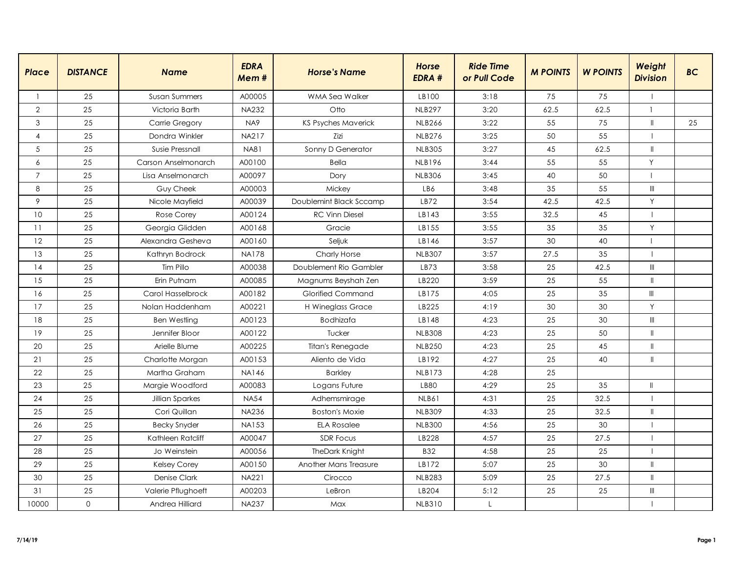| Place | DISTANCE | Name | EDRA Mem # | Horse's Name | Horse EDRA # | Ride Time or Pull Code | M POINTS | W POINTS | Weight Division | BC |
|---|---|---|---|---|---|---|---|---|---|---|
| 1 | 25 | Susan Summers | A00005 | WMA Sea Walker | LB100 | 3:18 | 75 | 75 | I | |
| 2 | 25 | Victoria Barth | NA232 | Otto | NLB297 | 3:20 | 62.5 | 62.5 | I | |
| 3 | 25 | Carrie Gregory | NA9 | KS Psyches Maverick | NLB266 | 3:22 | 55 | 75 | II | 25 |
| 4 | 25 | Dondra Winkler | NA217 | Zizi | NLB276 | 3:25 | 50 | 55 | I | |
| 5 | 25 | Susie Pressnall | NA81 | Sonny D Generator | NLB305 | 3:27 | 45 | 62.5 | II | |
| 6 | 25 | Carson Anselmonarch | A00100 | Bella | NLB196 | 3:44 | 55 | 55 | Y | |
| 7 | 25 | Lisa Anselmonarch | A00097 | Dory | NLB306 | 3:45 | 40 | 50 | I | |
| 8 | 25 | Guy Cheek | A00003 | Mickey | LB6 | 3:48 | 35 | 55 | III | |
| 9 | 25 | Nicole Mayfield | A00039 | Doublemint Black Sccamp | LB72 | 3:54 | 42.5 | 42.5 | Y | |
| 10 | 25 | Rose Corey | A00124 | RC Vinn Diesel | LB143 | 3:55 | 32.5 | 45 | I | |
| 11 | 25 | Georgia Glidden | A00168 | Gracie | LB155 | 3:55 | 35 | 35 | Y | |
| 12 | 25 | Alexandra Gesheva | A00160 | Seljuk | LB146 | 3:57 | 30 | 40 | I | |
| 13 | 25 | Kathryn Bodrock | NA178 | Charly Horse | NLB307 | 3:57 | 27.5 | 35 | I | |
| 14 | 25 | Tim Pillo | A00038 | Doublement Rio Gambler | LB73 | 3:58 | 25 | 42.5 | III | |
| 15 | 25 | Erin Putnam | A00085 | Magnums Beyshah Zen | LB220 | 3:59 | 25 | 55 | II | |
| 16 | 25 | Carol Hasselbrock | A00182 | Glorified Command | LB175 | 4:05 | 25 | 35 | III | |
| 17 | 25 | Nolan Haddenham | A00221 | H Wineglass Grace | LB225 | 4:19 | 30 | 30 | Y | |
| 18 | 25 | Ben Westling | A00123 | Bodhizafa | LB148 | 4:23 | 25 | 30 | III | |
| 19 | 25 | Jennifer Bloor | A00122 | Tucker | NLB308 | 4:23 | 25 | 50 | II | |
| 20 | 25 | Arielle Blume | A00225 | Titan's Renegade | NLB250 | 4:23 | 25 | 45 | II | |
| 21 | 25 | Charlotte Morgan | A00153 | Aliento de Vida | LB192 | 4:27 | 25 | 40 | II | |
| 22 | 25 | Martha Graham | NA146 | Barkley | NLB173 | 4:28 | 25 | | | |
| 23 | 25 | Margie Woodford | A00083 | Logans Future | LB80 | 4:29 | 25 | 35 | II | |
| 24 | 25 | Jillian Sparkes | NA54 | Adhemsmirage | NLB61 | 4:31 | 25 | 32.5 | I | |
| 25 | 25 | Cori Quillan | NA236 | Boston's Moxie | NLB309 | 4:33 | 25 | 32.5 | II | |
| 26 | 25 | Becky Snyder | NA153 | ELA Rosalee | NLB300 | 4:56 | 25 | 30 | I | |
| 27 | 25 | Kathleen Ratcliff | A00047 | SDR Focus | LB228 | 4:57 | 25 | 27.5 | I | |
| 28 | 25 | Jo Weinstein | A00056 | TheDark Knight | B32 | 4:58 | 25 | 25 | I | |
| 29 | 25 | Kelsey Corey | A00150 | Another Mans Treasure | LB172 | 5:07 | 25 | 30 | II | |
| 30 | 25 | Denise Clark | NA221 | Cirocco | NLB283 | 5:09 | 25 | 27.5 | II | |
| 31 | 25 | Valerie Pflughoeft | A00203 | LeBron | LB204 | 5:12 | 25 | 25 | III | |
| 10000 | 0 | Andrea Hilliard | NA237 | Max | NLB310 | L | | | I | |

7/14/19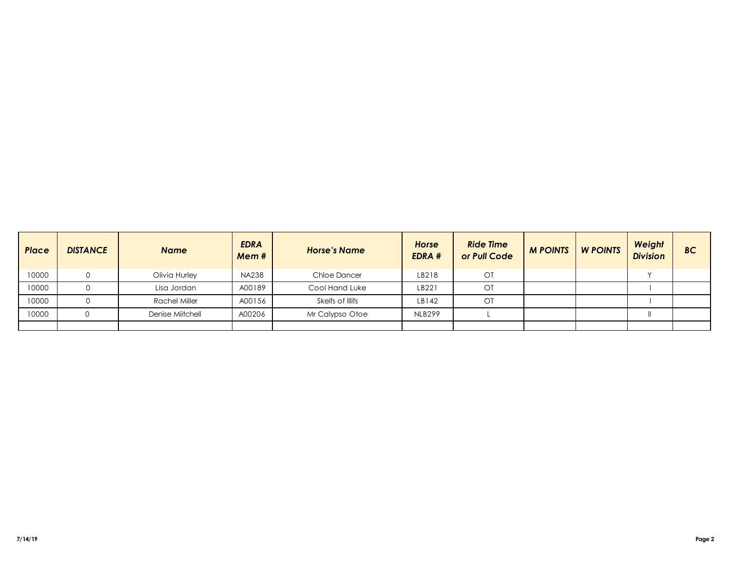| Place | DISTANCE | Name | EDRA Mem # | Horse's Name | Horse EDRA # | Ride Time or Pull Code | M POINTS | W POINTS | Weight Division | BC |
|---|---|---|---|---|---|---|---|---|---|---|
| 10000 | 0 | Olivia Hurley | NA238 | Chloe Dancer | LB218 | OT | | | Y | |
| 10000 | 0 | Lisa Jordan | A00189 | Cool Hand Luke | LB221 | OT | | | I | |
| 10000 | 0 | Rachel Miller | A00156 | Skeifs of Illifs | LB142 | OT | | | I | |
| 10000 | 0 | Denise Miitchell | A00206 | Mr Calypso Otoe | NLB299 | L | | | II | |
| | | | | | | | | | | |

7/14/19